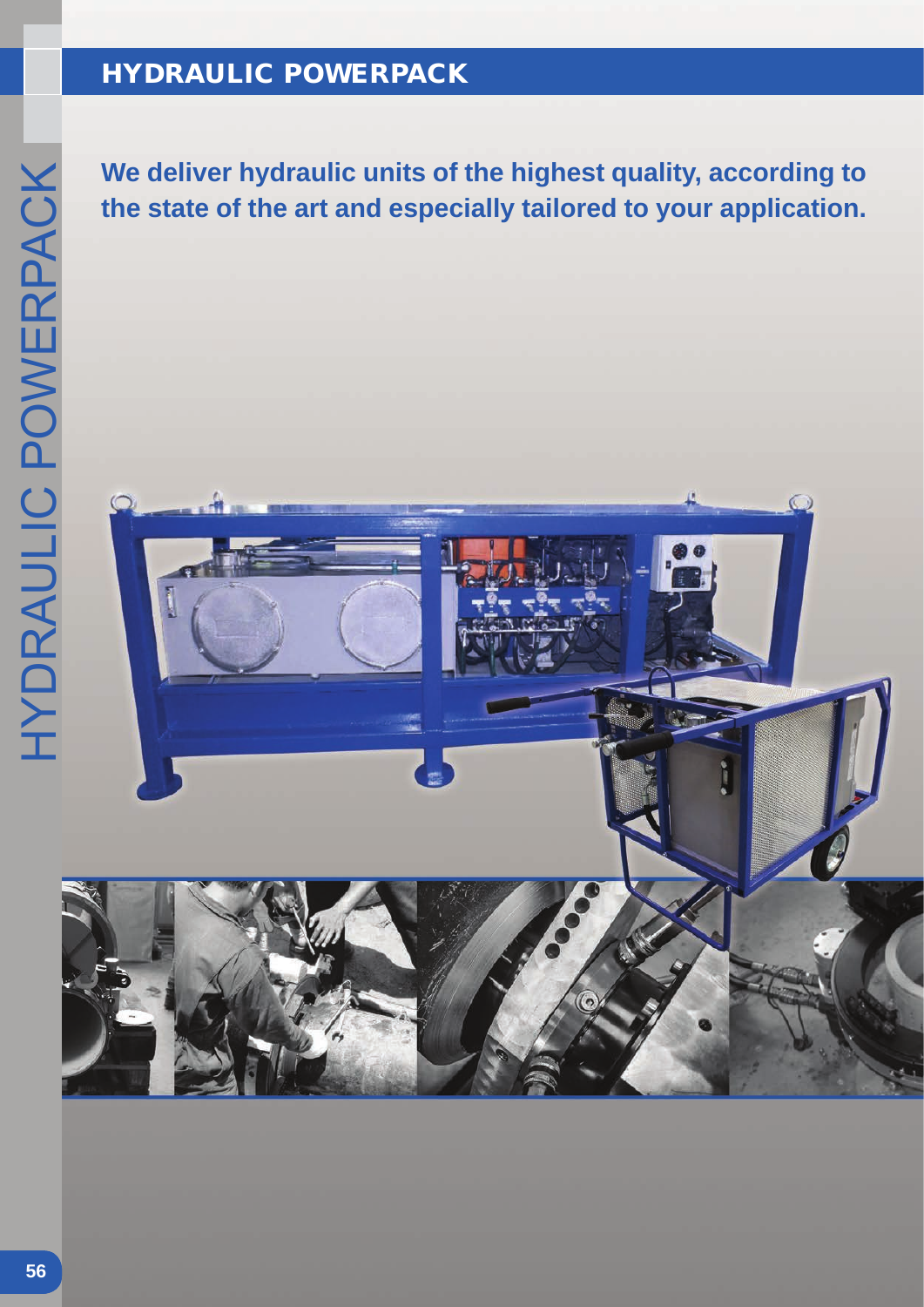# HYDRAULIC POWERPACK

**We deliver hydraulic units of the highest quality, according to the state of the art and especially tailored to your application.**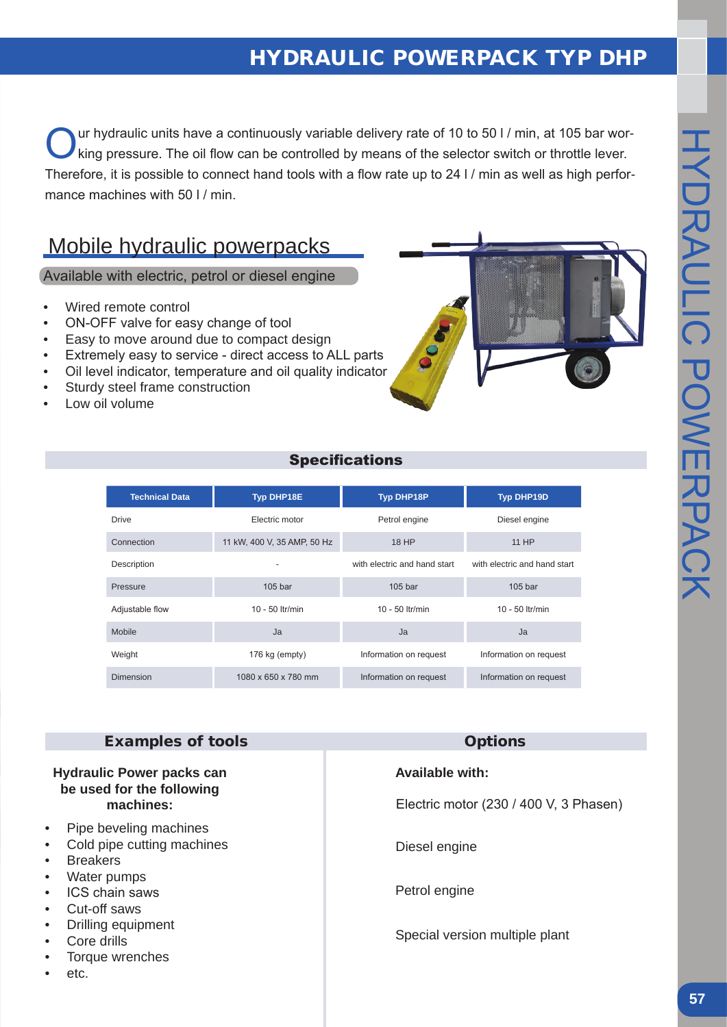# HYDRAULIC POWERPACK TYP DHP

Our hydraulic units have a continuously variable delivery rate of 10 to 50 l / min, at 105 bar working pressure. The oil flow can be controlled by means of the selector switch or throttle lever. Therefore, it is possible to connect hand tools with a flow rate up to 24 l / min as well as high performance machines with 50 l / min.

## Mobile hydraulic powerpacks

Available with electric, petrol or diesel engine

- Wired remote control
- ON-OFF valve for easy change of tool
- Easy to move around due to compact design
- Extremely easy to service - direct access to ALL parts
- Oil level indicator, temperature and oil quality indicator
- Sturdy steel frame construction
- Low oil volume

## Specifications

| Technical Data | Typ DHP18E | Typ DHP18P | Typ DHP19D |
|---|---|---|---|
| Drive | Electric motor | Petrol engine | Diesel engine |
| Connection | 11 kW, 400 V, 35 AMP, 50 Hz | 18 HP | 11 HP |
| Description | - | with electric and hand start | with electric and hand start |
| Pressure | 105 bar | 105 bar | 105 bar |
| Adjustable flow | 10 - 50 ltr/min | 10 - 50 ltr/min | 10 - 50 ltr/min |
| Mobile | Ja | Ja | Ja |
| Weight | 176 kg (empty) | Information on request | Information on request |
| Dimension | 1080 x 650 x 780 mm | Information on request | Information on request |

## Examples of tools

**Hydraulic Power packs can be used for the following machines:**

- Pipe beveling machines
- Cold pipe cutting machines
- Breakers
- Water pumps
- ICS chain saws
- Cut-off saws
- Drilling equipment
- Core drills
- Torque wrenches
- etc.

## Options

**Available with:**

Electric motor (230 / 400 V, 3 Phasen)

Diesel engine

Petrol engine

Special version multiple plant